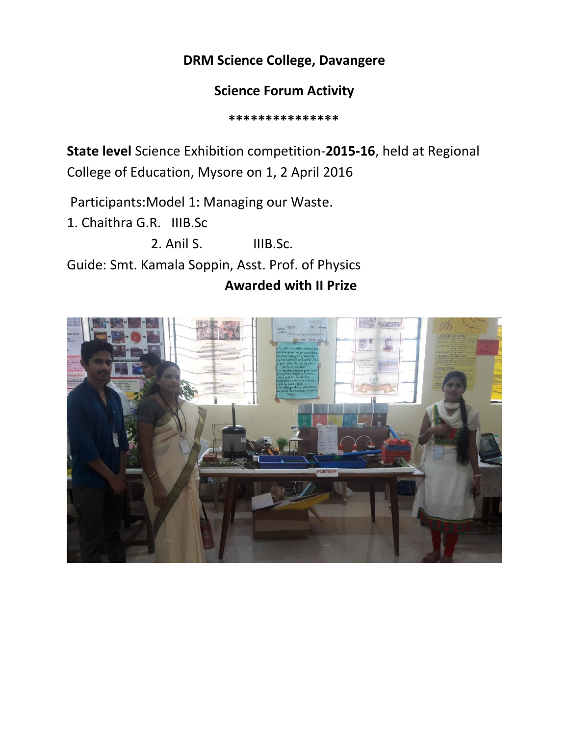**DRM Science College, Davangere**

**Science Forum Activity**

***************

**State level** Science Exhibition competition-**2015-16**, held at Regional College of Education, Mysore on 1, 2 April 2016

Participants:Model 1: Managing our Waste.

1. Chaithra G.R. IIIB.Sc
2. Anil S. IIIB.Sc.

Guide: Smt. Kamala Soppin, Asst. Prof. of Physics

**Awarded with II Prize**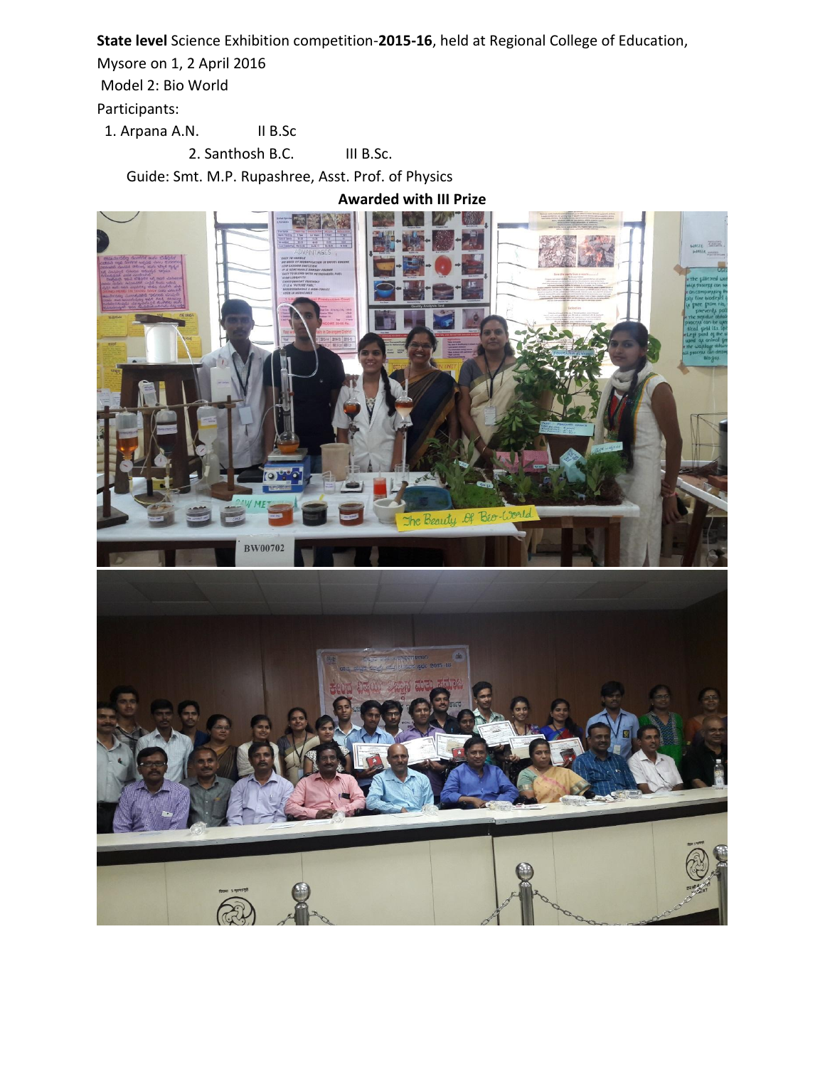**State level** Science Exhibition competition-**2015-16**, held at Regional College of Education, Mysore on 1, 2 April 2016

Model 2: Bio World

Participants:

1. Arpana A.N. II B.Sc
2. Santhosh B.C. III B.Sc.

Guide: Smt. M.P. Rupashree, Asst. Prof. of Physics

**Awarded with III Prize**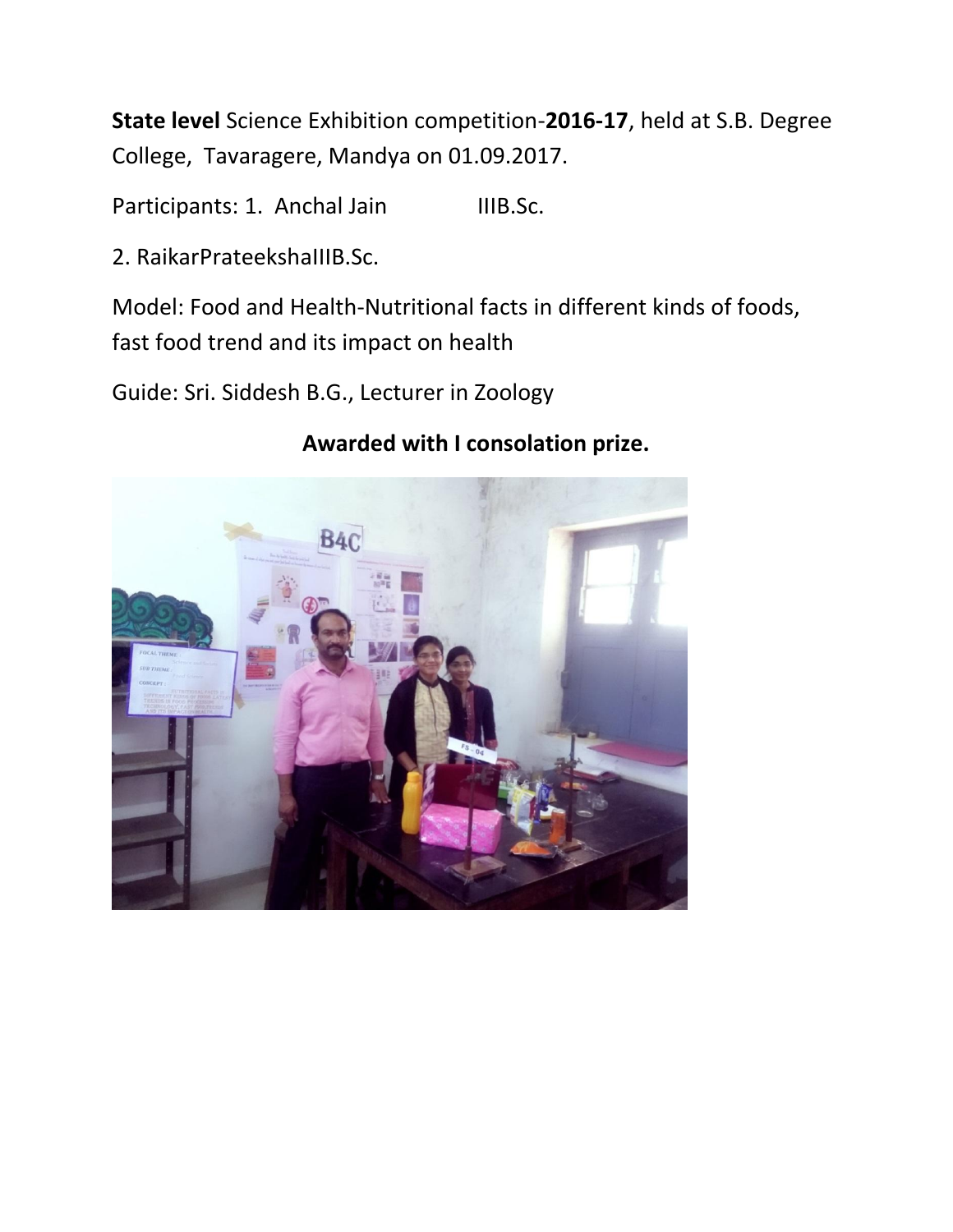**State level** Science Exhibition competition-**2016-17**, held at S.B. Degree College, Tavaragere, Mandya on 01.09.2017.

Participants: 1. Anchal Jain IIIB.Sc.

2. RaikarPrateekshaIIIB.Sc.

Model: Food and Health-Nutritional facts in different kinds of foods, fast food trend and its impact on health

Guide: Sri. Siddesh B.G., Lecturer in Zoology

**Awarded with I consolation prize.**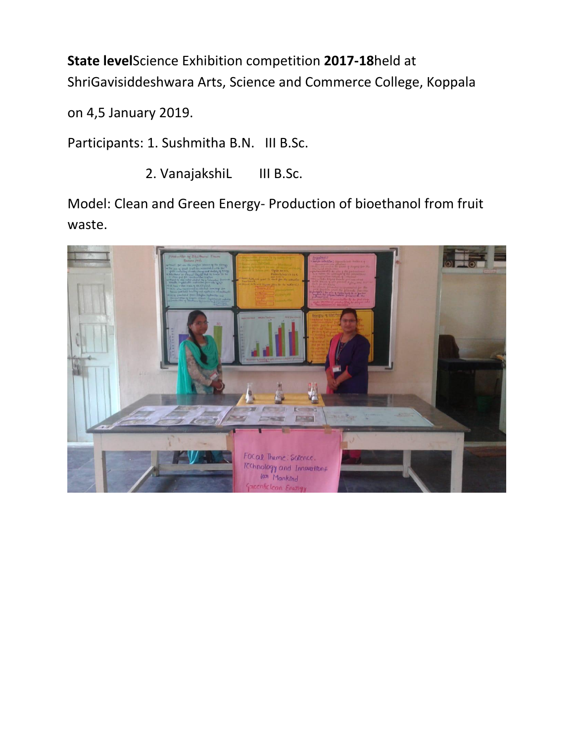**State level**Science Exhibition competition **2017-18**held at ShriGavisiddeshwara Arts, Science and Commerce College, Koppala

on 4,5 January 2019.

Participants: 1. Sushmitha B.N.   III B.Sc.

2. VanajakshiL   III B.Sc.

Model: Clean and Green Energy- Production of bioethanol from fruit waste.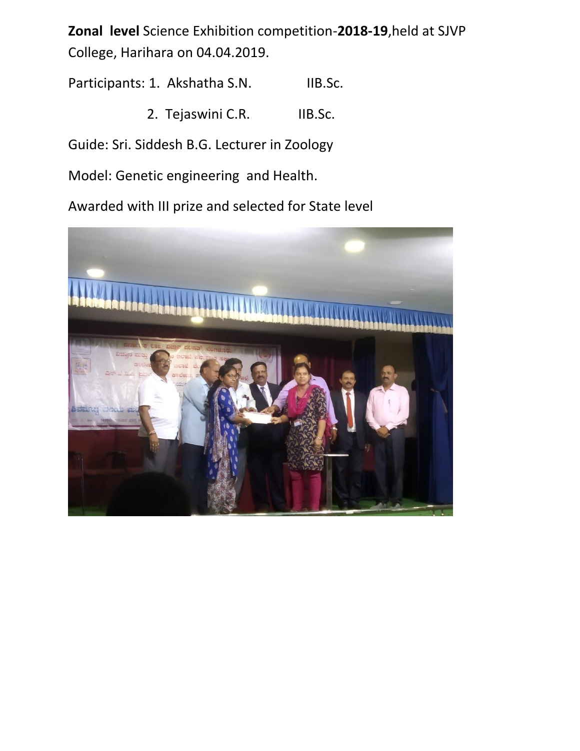**Zonal level** Science Exhibition competition-**2018-19**,held at SJVP College, Harihara on 04.04.2019.

Participants: 1. Akshatha S.N. IIB.Sc.

2. Tejaswini C.R. IIB.Sc.

Guide: Sri. Siddesh B.G. Lecturer in Zoology

Model: Genetic engineering and Health.

Awarded with III prize and selected for State level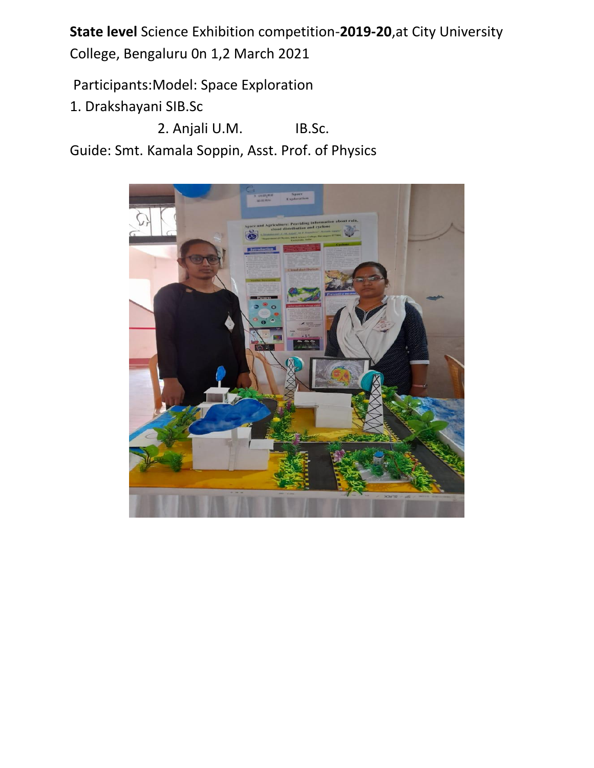**State level** Science Exhibition competition-**2019-20**,at City University College, Bengaluru 0n 1,2 March 2021

Participants:Model: Space Exploration

1. Drakshayani SIB.Sc
2. Anjali U.M. IB.Sc.

Guide: Smt. Kamala Soppin, Asst. Prof. of Physics